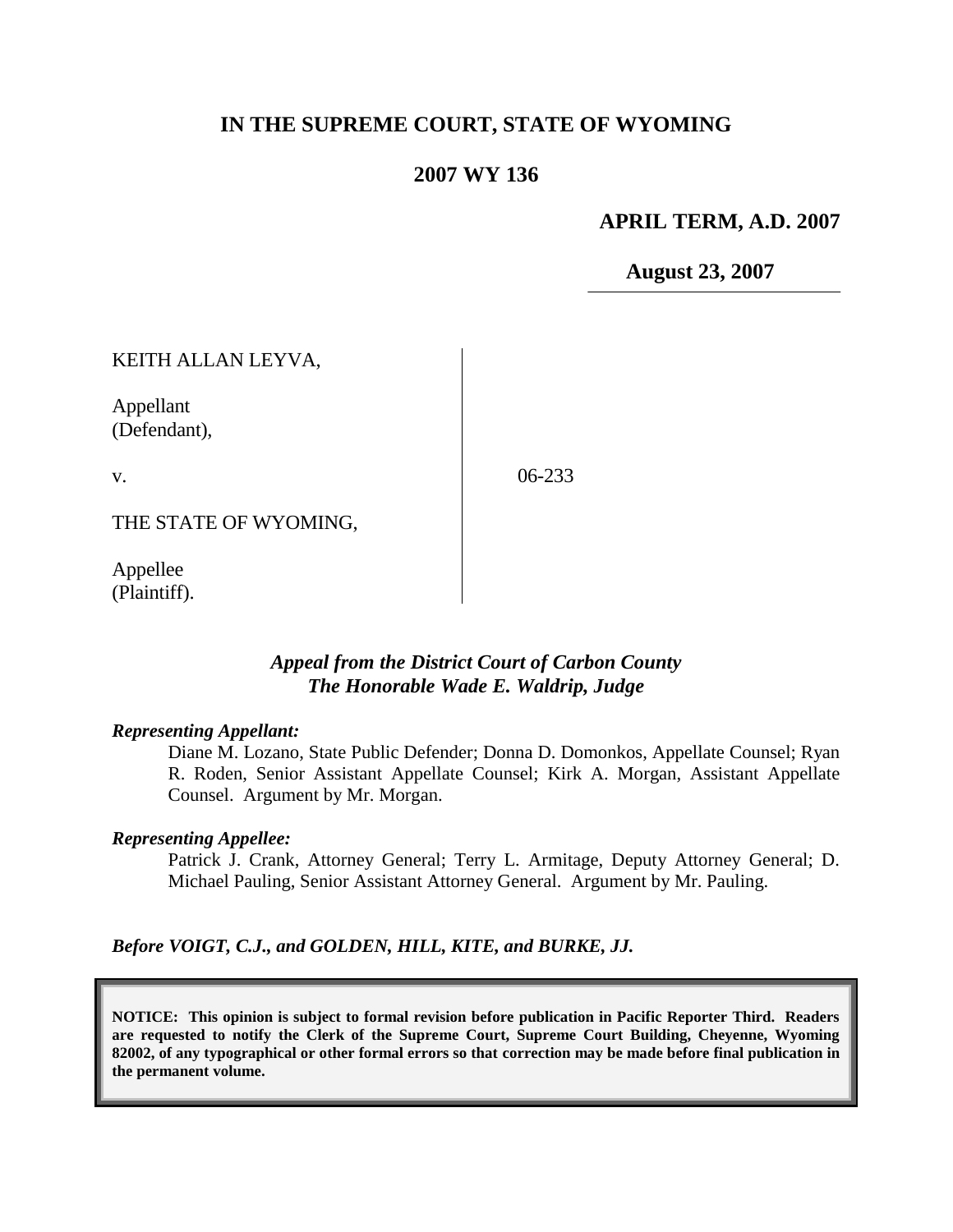# IN THE SUPREME COURT, STATE OF WYOMING

## 2007 WY 136

**APRIL TERM, A.D. 2007**

**August 23, 2007**

KEITH ALLAN LEYVA,

Appellant
(Defendant),

v.

THE STATE OF WYOMING,

Appellee
(Plaintiff).

06-233

***Appeal from the District Court of Carbon County***
***The Honorable Wade E. Waldrip, Judge***

***Representing Appellant:***

Diane M. Lozano, State Public Defender; Donna D. Domonkos, Appellate Counsel; Ryan R. Roden, Senior Assistant Appellate Counsel; Kirk A. Morgan, Assistant Appellate Counsel. Argument by Mr. Morgan.

***Representing Appellee:***

Patrick J. Crank, Attorney General; Terry L. Armitage, Deputy Attorney General; D. Michael Pauling, Senior Assistant Attorney General. Argument by Mr. Pauling.

***Before VOIGT, C.J., and GOLDEN, HILL, KITE, and BURKE, JJ.***

**NOTICE: This opinion is subject to formal revision before publication in Pacific Reporter Third. Readers are requested to notify the Clerk of the Supreme Court, Supreme Court Building, Cheyenne, Wyoming 82002, of any typographical or other formal errors so that correction may be made before final publication in the permanent volume.**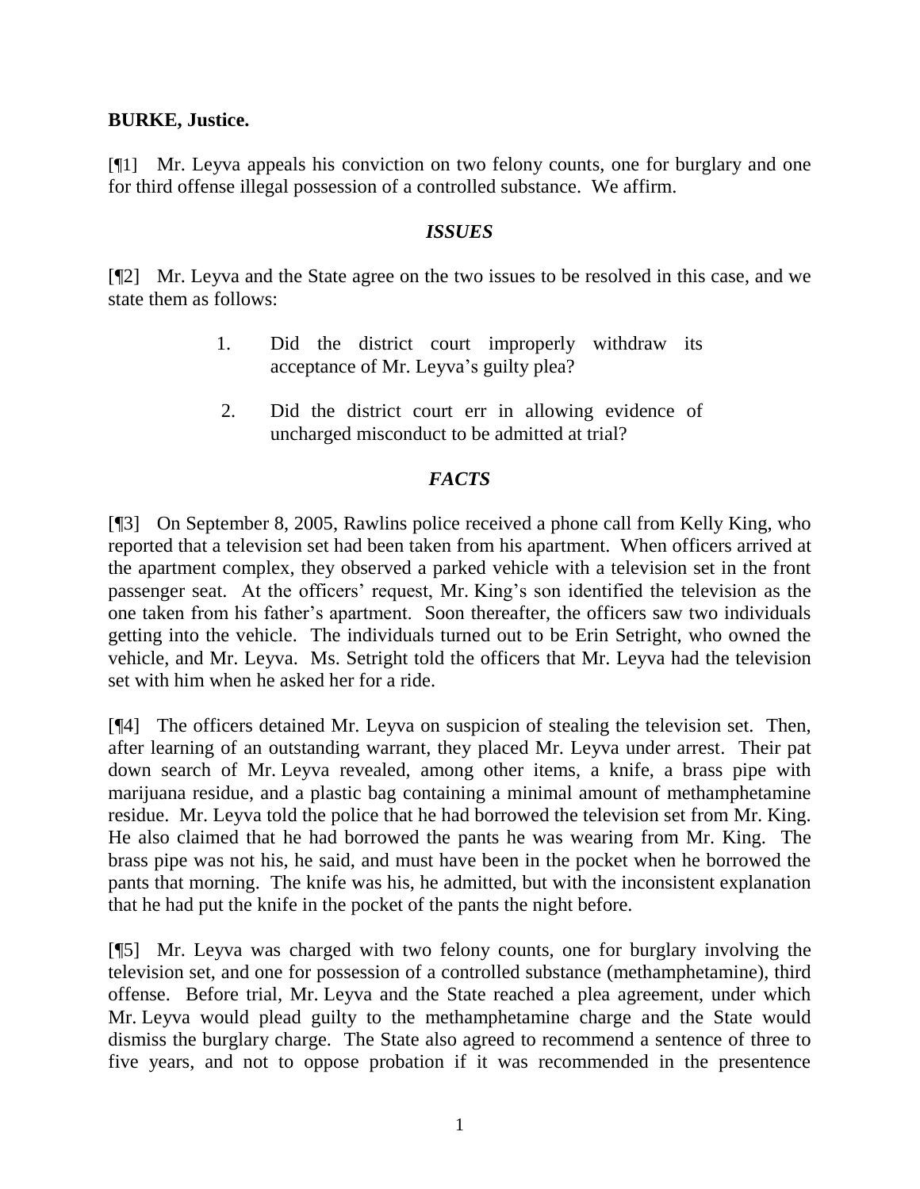**BURKE, Justice.**

[¶1] Mr. Leyva appeals his conviction on two felony counts, one for burglary and one for third offense illegal possession of a controlled substance. We affirm.

## *ISSUES*

[¶2] Mr. Leyva and the State agree on the two issues to be resolved in this case, and we state them as follows:

> 1. Did the district court improperly withdraw its acceptance of Mr. Leyva's guilty plea?
>
> 2. Did the district court err in allowing evidence of uncharged misconduct to be admitted at trial?

## *FACTS*

[¶3] On September 8, 2005, Rawlins police received a phone call from Kelly King, who reported that a television set had been taken from his apartment. When officers arrived at the apartment complex, they observed a parked vehicle with a television set in the front passenger seat. At the officers' request, Mr. King's son identified the television as the one taken from his father's apartment. Soon thereafter, the officers saw two individuals getting into the vehicle. The individuals turned out to be Erin Setright, who owned the vehicle, and Mr. Leyva. Ms. Setright told the officers that Mr. Leyva had the television set with him when he asked her for a ride.

[¶4] The officers detained Mr. Leyva on suspicion of stealing the television set. Then, after learning of an outstanding warrant, they placed Mr. Leyva under arrest. Their pat down search of Mr. Leyva revealed, among other items, a knife, a brass pipe with marijuana residue, and a plastic bag containing a minimal amount of methamphetamine residue. Mr. Leyva told the police that he had borrowed the television set from Mr. King. He also claimed that he had borrowed the pants he was wearing from Mr. King. The brass pipe was not his, he said, and must have been in the pocket when he borrowed the pants that morning. The knife was his, he admitted, but with the inconsistent explanation that he had put the knife in the pocket of the pants the night before.

[¶5] Mr. Leyva was charged with two felony counts, one for burglary involving the television set, and one for possession of a controlled substance (methamphetamine), third offense. Before trial, Mr. Leyva and the State reached a plea agreement, under which Mr. Leyva would plead guilty to the methamphetamine charge and the State would dismiss the burglary charge. The State also agreed to recommend a sentence of three to five years, and not to oppose probation if it was recommended in the presentence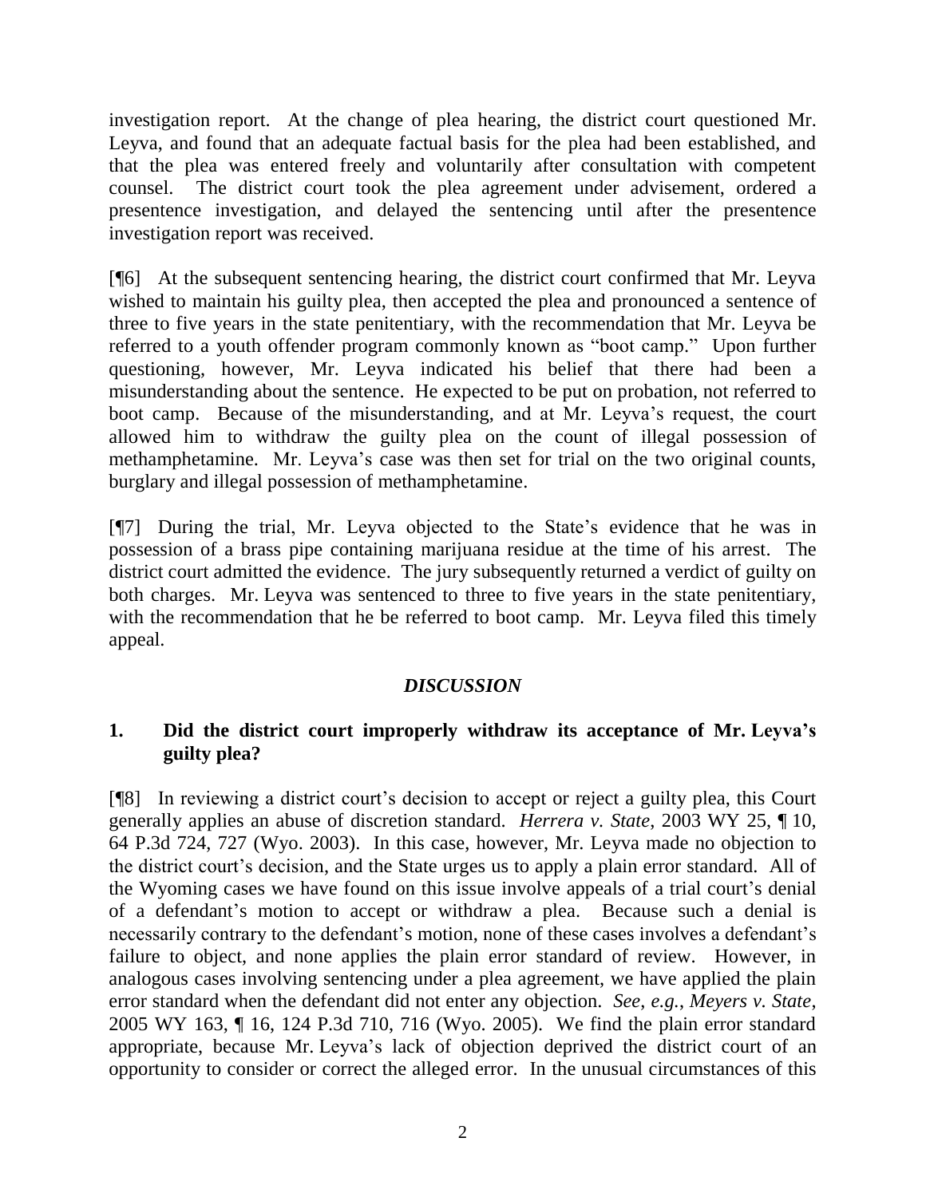investigation report. At the change of plea hearing, the district court questioned Mr. Leyva, and found that an adequate factual basis for the plea had been established, and that the plea was entered freely and voluntarily after consultation with competent counsel. The district court took the plea agreement under advisement, ordered a presentence investigation, and delayed the sentencing until after the presentence investigation report was received.

[¶6] At the subsequent sentencing hearing, the district court confirmed that Mr. Leyva wished to maintain his guilty plea, then accepted the plea and pronounced a sentence of three to five years in the state penitentiary, with the recommendation that Mr. Leyva be referred to a youth offender program commonly known as "boot camp." Upon further questioning, however, Mr. Leyva indicated his belief that there had been a misunderstanding about the sentence. He expected to be put on probation, not referred to boot camp. Because of the misunderstanding, and at Mr. Leyva's request, the court allowed him to withdraw the guilty plea on the count of illegal possession of methamphetamine. Mr. Leyva's case was then set for trial on the two original counts, burglary and illegal possession of methamphetamine.

[¶7] During the trial, Mr. Leyva objected to the State's evidence that he was in possession of a brass pipe containing marijuana residue at the time of his arrest. The district court admitted the evidence. The jury subsequently returned a verdict of guilty on both charges. Mr. Leyva was sentenced to three to five years in the state penitentiary, with the recommendation that he be referred to boot camp. Mr. Leyva filed this timely appeal.

## *DISCUSSION*

### 1. Did the district court improperly withdraw its acceptance of Mr. Leyva's guilty plea?

[¶8] In reviewing a district court's decision to accept or reject a guilty plea, this Court generally applies an abuse of discretion standard. *Herrera v. State*, 2003 WY 25, ¶ 10, 64 P.3d 724, 727 (Wyo. 2003). In this case, however, Mr. Leyva made no objection to the district court's decision, and the State urges us to apply a plain error standard. All of the Wyoming cases we have found on this issue involve appeals of a trial court's denial of a defendant's motion to accept or withdraw a plea. Because such a denial is necessarily contrary to the defendant's motion, none of these cases involves a defendant's failure to object, and none applies the plain error standard of review. However, in analogous cases involving sentencing under a plea agreement, we have applied the plain error standard when the defendant did not enter any objection. *See, e.g.*, *Meyers v. State*, 2005 WY 163, ¶ 16, 124 P.3d 710, 716 (Wyo. 2005). We find the plain error standard appropriate, because Mr. Leyva's lack of objection deprived the district court of an opportunity to consider or correct the alleged error. In the unusual circumstances of this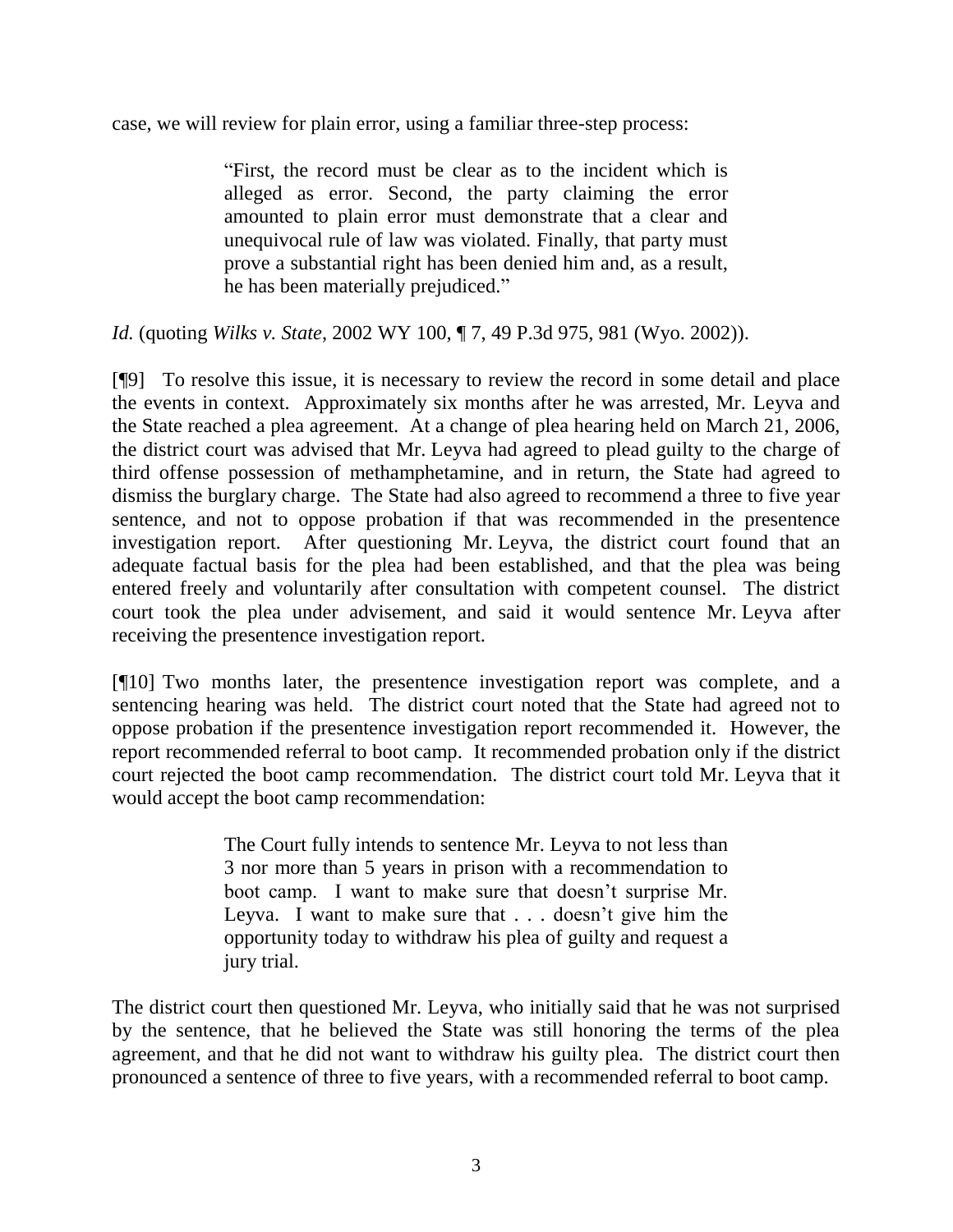case, we will review for plain error, using a familiar three-step process:

> "First, the record must be clear as to the incident which is alleged as error. Second, the party claiming the error amounted to plain error must demonstrate that a clear and unequivocal rule of law was violated. Finally, that party must prove a substantial right has been denied him and, as a result, he has been materially prejudiced."

*Id.* (quoting *Wilks v. State*, 2002 WY 100, ¶ 7, 49 P.3d 975, 981 (Wyo. 2002)).

[¶9] To resolve this issue, it is necessary to review the record in some detail and place the events in context. Approximately six months after he was arrested, Mr. Leyva and the State reached a plea agreement. At a change of plea hearing held on March 21, 2006, the district court was advised that Mr. Leyva had agreed to plead guilty to the charge of third offense possession of methamphetamine, and in return, the State had agreed to dismiss the burglary charge. The State had also agreed to recommend a three to five year sentence, and not to oppose probation if that was recommended in the presentence investigation report. After questioning Mr. Leyva, the district court found that an adequate factual basis for the plea had been established, and that the plea was being entered freely and voluntarily after consultation with competent counsel. The district court took the plea under advisement, and said it would sentence Mr. Leyva after receiving the presentence investigation report.

[¶10] Two months later, the presentence investigation report was complete, and a sentencing hearing was held. The district court noted that the State had agreed not to oppose probation if the presentence investigation report recommended it. However, the report recommended referral to boot camp. It recommended probation only if the district court rejected the boot camp recommendation. The district court told Mr. Leyva that it would accept the boot camp recommendation:

> The Court fully intends to sentence Mr. Leyva to not less than 3 nor more than 5 years in prison with a recommendation to boot camp. I want to make sure that doesn't surprise Mr. Leyva. I want to make sure that . . . doesn't give him the opportunity today to withdraw his plea of guilty and request a jury trial.

The district court then questioned Mr. Leyva, who initially said that he was not surprised by the sentence, that he believed the State was still honoring the terms of the plea agreement, and that he did not want to withdraw his guilty plea. The district court then pronounced a sentence of three to five years, with a recommended referral to boot camp.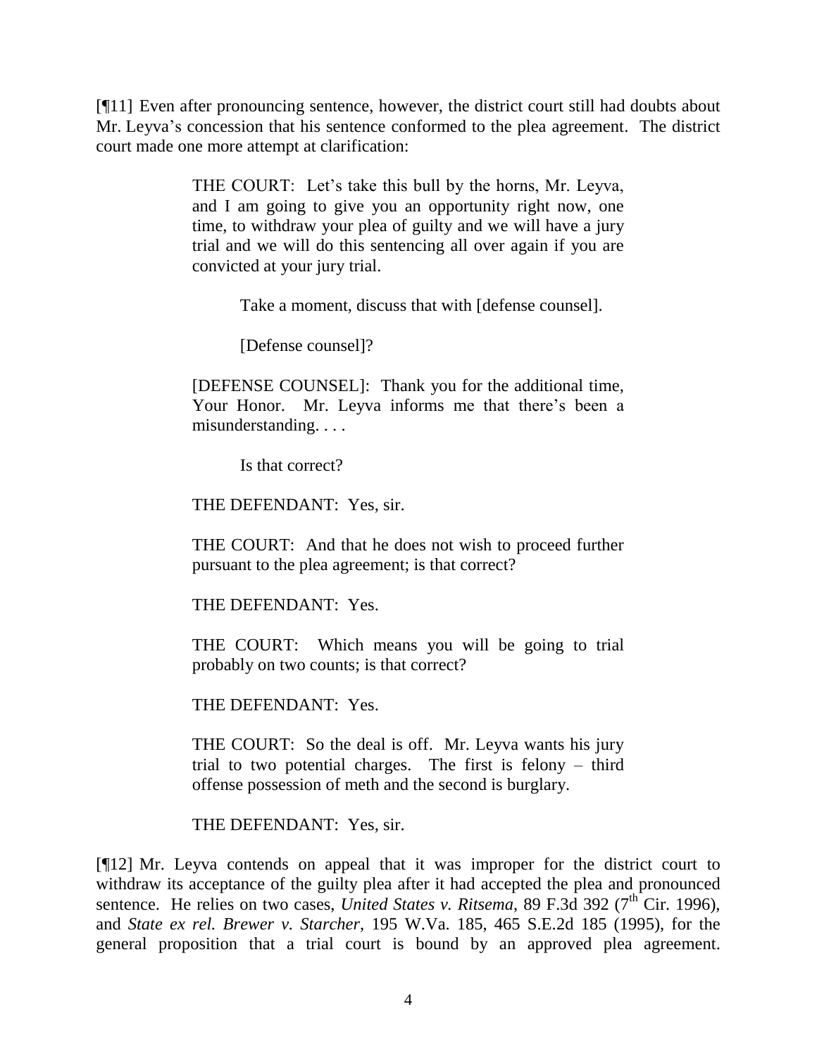[¶11] Even after pronouncing sentence, however, the district court still had doubts about Mr. Leyva's concession that his sentence conformed to the plea agreement. The district court made one more attempt at clarification:

> THE COURT: Let's take this bull by the horns, Mr. Leyva, and I am going to give you an opportunity right now, one time, to withdraw your plea of guilty and we will have a jury trial and we will do this sentencing all over again if you are convicted at your jury trial.
>
> Take a moment, discuss that with [defense counsel].
>
> [Defense counsel]?
>
> [DEFENSE COUNSEL]: Thank you for the additional time, Your Honor. Mr. Leyva informs me that there's been a misunderstanding. . . .
>
> Is that correct?
>
> THE DEFENDANT: Yes, sir.
>
> THE COURT: And that he does not wish to proceed further pursuant to the plea agreement; is that correct?
>
> THE DEFENDANT: Yes.
>
> THE COURT: Which means you will be going to trial probably on two counts; is that correct?
>
> THE DEFENDANT: Yes.
>
> THE COURT: So the deal is off. Mr. Leyva wants his jury trial to two potential charges. The first is felony – third offense possession of meth and the second is burglary.
>
> THE DEFENDANT: Yes, sir.

[¶12] Mr. Leyva contends on appeal that it was improper for the district court to withdraw its acceptance of the guilty plea after it had accepted the plea and pronounced sentence. He relies on two cases, *United States v. Ritsema*, 89 F.3d 392 (7th Cir. 1996), and *State ex rel. Brewer v. Starcher*, 195 W.Va. 185, 465 S.E.2d 185 (1995), for the general proposition that a trial court is bound by an approved plea agreement.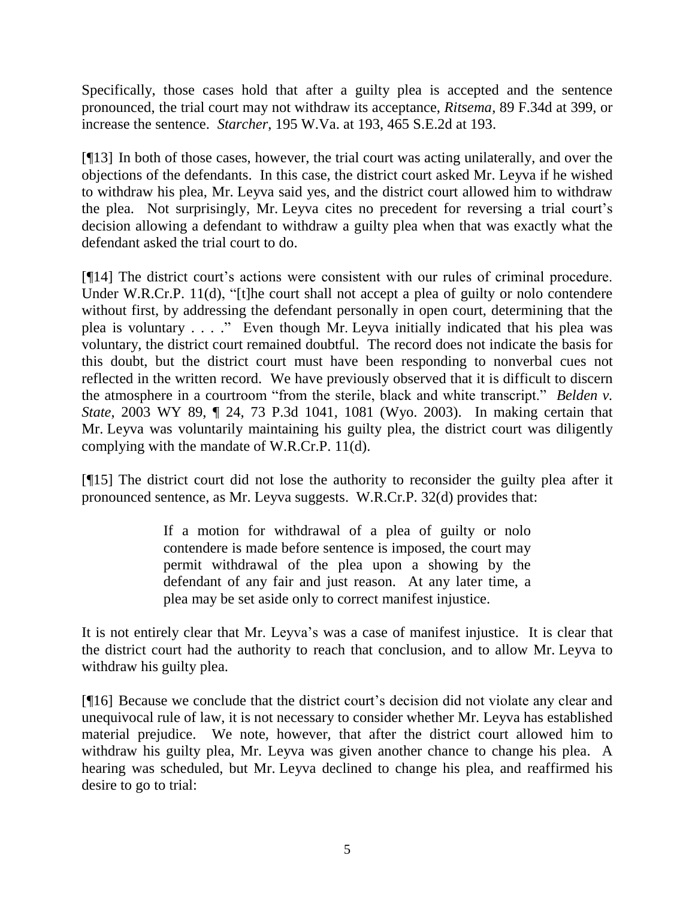Specifically, those cases hold that after a guilty plea is accepted and the sentence pronounced, the trial court may not withdraw its acceptance, *Ritsema*, 89 F.34d at 399, or increase the sentence. *Starcher*, 195 W.Va. at 193, 465 S.E.2d at 193.

[¶13] In both of those cases, however, the trial court was acting unilaterally, and over the objections of the defendants. In this case, the district court asked Mr. Leyva if he wished to withdraw his plea, Mr. Leyva said yes, and the district court allowed him to withdraw the plea. Not surprisingly, Mr. Leyva cites no precedent for reversing a trial court's decision allowing a defendant to withdraw a guilty plea when that was exactly what the defendant asked the trial court to do.

[¶14] The district court's actions were consistent with our rules of criminal procedure. Under W.R.Cr.P. 11(d), "[t]he court shall not accept a plea of guilty or nolo contendere without first, by addressing the defendant personally in open court, determining that the plea is voluntary . . . ." Even though Mr. Leyva initially indicated that his plea was voluntary, the district court remained doubtful. The record does not indicate the basis for this doubt, but the district court must have been responding to nonverbal cues not reflected in the written record. We have previously observed that it is difficult to discern the atmosphere in a courtroom "from the sterile, black and white transcript." *Belden v. State*, 2003 WY 89, ¶ 24, 73 P.3d 1041, 1081 (Wyo. 2003). In making certain that Mr. Leyva was voluntarily maintaining his guilty plea, the district court was diligently complying with the mandate of W.R.Cr.P. 11(d).

[¶15] The district court did not lose the authority to reconsider the guilty plea after it pronounced sentence, as Mr. Leyva suggests. W.R.Cr.P. 32(d) provides that:

> If a motion for withdrawal of a plea of guilty or nolo contendere is made before sentence is imposed, the court may permit withdrawal of the plea upon a showing by the defendant of any fair and just reason. At any later time, a plea may be set aside only to correct manifest injustice.

It is not entirely clear that Mr. Leyva's was a case of manifest injustice. It is clear that the district court had the authority to reach that conclusion, and to allow Mr. Leyva to withdraw his guilty plea.

[¶16] Because we conclude that the district court's decision did not violate any clear and unequivocal rule of law, it is not necessary to consider whether Mr. Leyva has established material prejudice. We note, however, that after the district court allowed him to withdraw his guilty plea, Mr. Leyva was given another chance to change his plea. A hearing was scheduled, but Mr. Leyva declined to change his plea, and reaffirmed his desire to go to trial: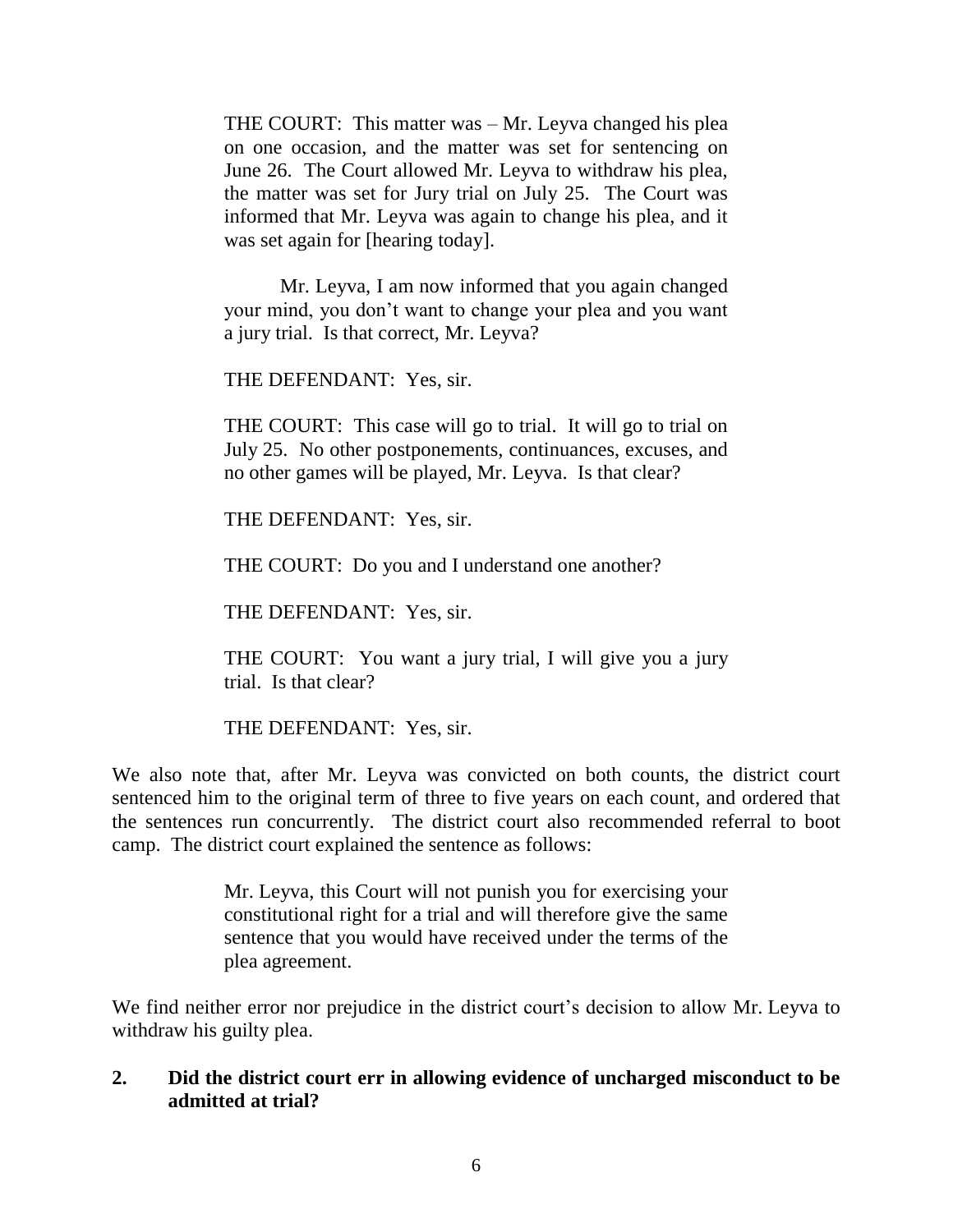> THE COURT: This matter was – Mr. Leyva changed his plea on one occasion, and the matter was set for sentencing on June 26. The Court allowed Mr. Leyva to withdraw his plea, the matter was set for Jury trial on July 25. The Court was informed that Mr. Leyva was again to change his plea, and it was set again for [hearing today].
>
> Mr. Leyva, I am now informed that you again changed your mind, you don't want to change your plea and you want a jury trial. Is that correct, Mr. Leyva?
>
> THE DEFENDANT: Yes, sir.
>
> THE COURT: This case will go to trial. It will go to trial on July 25. No other postponements, continuances, excuses, and no other games will be played, Mr. Leyva. Is that clear?
>
> THE DEFENDANT: Yes, sir.
>
> THE COURT: Do you and I understand one another?
>
> THE DEFENDANT: Yes, sir.
>
> THE COURT: You want a jury trial, I will give you a jury trial. Is that clear?
>
> THE DEFENDANT: Yes, sir.

We also note that, after Mr. Leyva was convicted on both counts, the district court sentenced him to the original term of three to five years on each count, and ordered that the sentences run concurrently. The district court also recommended referral to boot camp. The district court explained the sentence as follows:

> Mr. Leyva, this Court will not punish you for exercising your constitutional right for a trial and will therefore give the same sentence that you would have received under the terms of the plea agreement.

We find neither error nor prejudice in the district court's decision to allow Mr. Leyva to withdraw his guilty plea.

**2. Did the district court err in allowing evidence of uncharged misconduct to be admitted at trial?**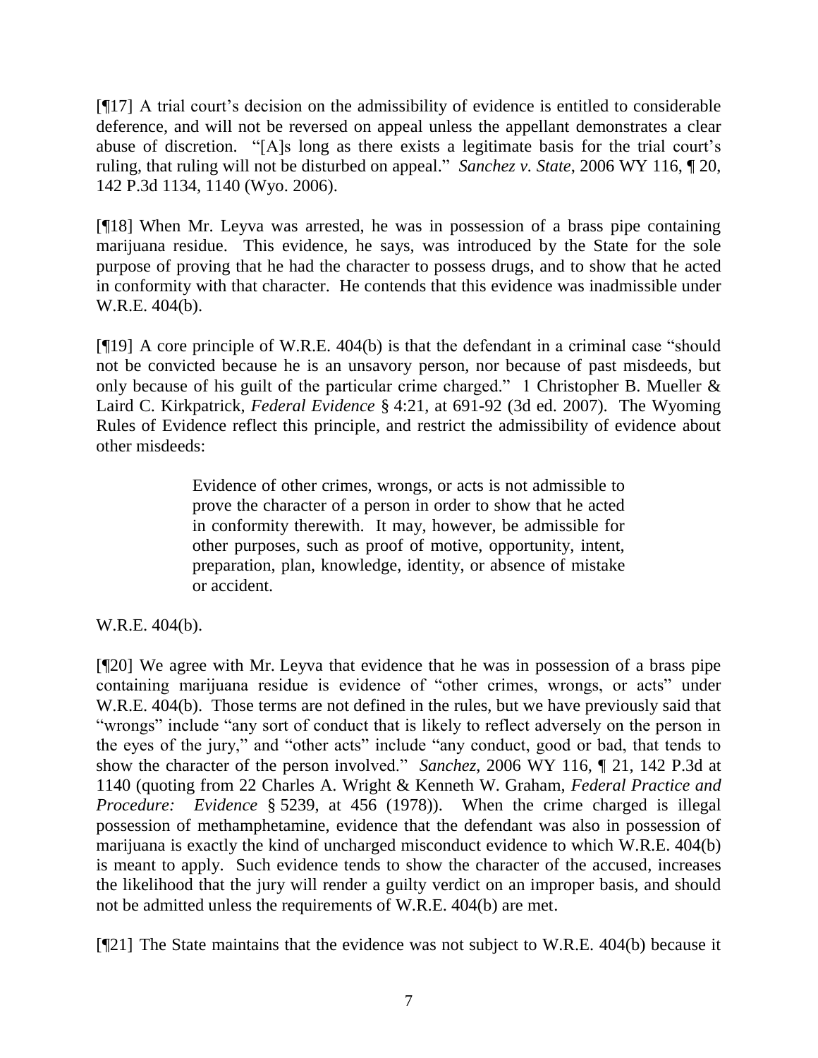[¶17] A trial court's decision on the admissibility of evidence is entitled to considerable deference, and will not be reversed on appeal unless the appellant demonstrates a clear abuse of discretion. "[A]s long as there exists a legitimate basis for the trial court's ruling, that ruling will not be disturbed on appeal." *Sanchez v. State*, 2006 WY 116, ¶ 20, 142 P.3d 1134, 1140 (Wyo. 2006).

[¶18] When Mr. Leyva was arrested, he was in possession of a brass pipe containing marijuana residue. This evidence, he says, was introduced by the State for the sole purpose of proving that he had the character to possess drugs, and to show that he acted in conformity with that character. He contends that this evidence was inadmissible under W.R.E. 404(b).

[¶19] A core principle of W.R.E. 404(b) is that the defendant in a criminal case "should not be convicted because he is an unsavory person, nor because of past misdeeds, but only because of his guilt of the particular crime charged." 1 Christopher B. Mueller & Laird C. Kirkpatrick, *Federal Evidence* § 4:21, at 691-92 (3d ed. 2007). The Wyoming Rules of Evidence reflect this principle, and restrict the admissibility of evidence about other misdeeds:

> Evidence of other crimes, wrongs, or acts is not admissible to prove the character of a person in order to show that he acted in conformity therewith. It may, however, be admissible for other purposes, such as proof of motive, opportunity, intent, preparation, plan, knowledge, identity, or absence of mistake or accident.

W.R.E. 404(b).

[¶20] We agree with Mr. Leyva that evidence that he was in possession of a brass pipe containing marijuana residue is evidence of "other crimes, wrongs, or acts" under W.R.E. 404(b). Those terms are not defined in the rules, but we have previously said that "wrongs" include "any sort of conduct that is likely to reflect adversely on the person in the eyes of the jury," and "other acts" include "any conduct, good or bad, that tends to show the character of the person involved." *Sanchez*, 2006 WY 116, ¶ 21, 142 P.3d at 1140 (quoting from 22 Charles A. Wright & Kenneth W. Graham, *Federal Practice and Procedure: Evidence* § 5239, at 456 (1978)). When the crime charged is illegal possession of methamphetamine, evidence that the defendant was also in possession of marijuana is exactly the kind of uncharged misconduct evidence to which W.R.E. 404(b) is meant to apply. Such evidence tends to show the character of the accused, increases the likelihood that the jury will render a guilty verdict on an improper basis, and should not be admitted unless the requirements of W.R.E. 404(b) are met.

[¶21] The State maintains that the evidence was not subject to W.R.E. 404(b) because it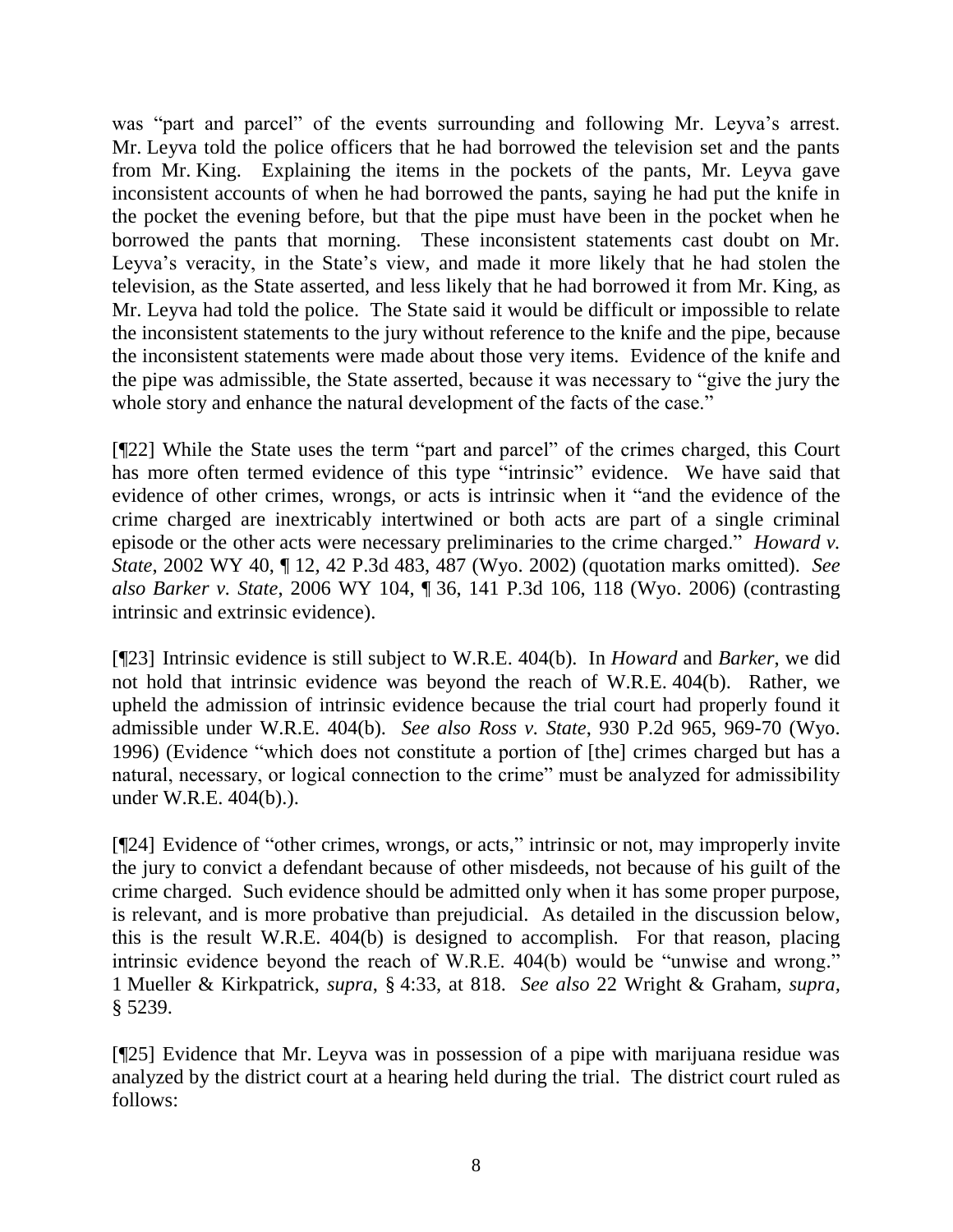was "part and parcel" of the events surrounding and following Mr. Leyva's arrest. Mr. Leyva told the police officers that he had borrowed the television set and the pants from Mr. King. Explaining the items in the pockets of the pants, Mr. Leyva gave inconsistent accounts of when he had borrowed the pants, saying he had put the knife in the pocket the evening before, but that the pipe must have been in the pocket when he borrowed the pants that morning. These inconsistent statements cast doubt on Mr. Leyva's veracity, in the State's view, and made it more likely that he had stolen the television, as the State asserted, and less likely that he had borrowed it from Mr. King, as Mr. Leyva had told the police. The State said it would be difficult or impossible to relate the inconsistent statements to the jury without reference to the knife and the pipe, because the inconsistent statements were made about those very items. Evidence of the knife and the pipe was admissible, the State asserted, because it was necessary to "give the jury the whole story and enhance the natural development of the facts of the case."

[¶22] While the State uses the term "part and parcel" of the crimes charged, this Court has more often termed evidence of this type "intrinsic" evidence. We have said that evidence of other crimes, wrongs, or acts is intrinsic when it "and the evidence of the crime charged are inextricably intertwined or both acts are part of a single criminal episode or the other acts were necessary preliminaries to the crime charged." *Howard v. State*, 2002 WY 40, ¶ 12, 42 P.3d 483, 487 (Wyo. 2002) (quotation marks omitted). *See also Barker v. State*, 2006 WY 104, ¶ 36, 141 P.3d 106, 118 (Wyo. 2006) (contrasting intrinsic and extrinsic evidence).

[¶23] Intrinsic evidence is still subject to W.R.E. 404(b). In *Howard* and *Barker*, we did not hold that intrinsic evidence was beyond the reach of W.R.E. 404(b). Rather, we upheld the admission of intrinsic evidence because the trial court had properly found it admissible under W.R.E. 404(b). *See also Ross v. State*, 930 P.2d 965, 969-70 (Wyo. 1996) (Evidence "which does not constitute a portion of [the] crimes charged but has a natural, necessary, or logical connection to the crime" must be analyzed for admissibility under W.R.E. 404(b).).

[¶24] Evidence of "other crimes, wrongs, or acts," intrinsic or not, may improperly invite the jury to convict a defendant because of other misdeeds, not because of his guilt of the crime charged. Such evidence should be admitted only when it has some proper purpose, is relevant, and is more probative than prejudicial. As detailed in the discussion below, this is the result W.R.E. 404(b) is designed to accomplish. For that reason, placing intrinsic evidence beyond the reach of W.R.E. 404(b) would be "unwise and wrong." 1 Mueller & Kirkpatrick, *supra*, § 4:33, at 818. *See also* 22 Wright & Graham, *supra*, § 5239.

[¶25] Evidence that Mr. Leyva was in possession of a pipe with marijuana residue was analyzed by the district court at a hearing held during the trial. The district court ruled as follows: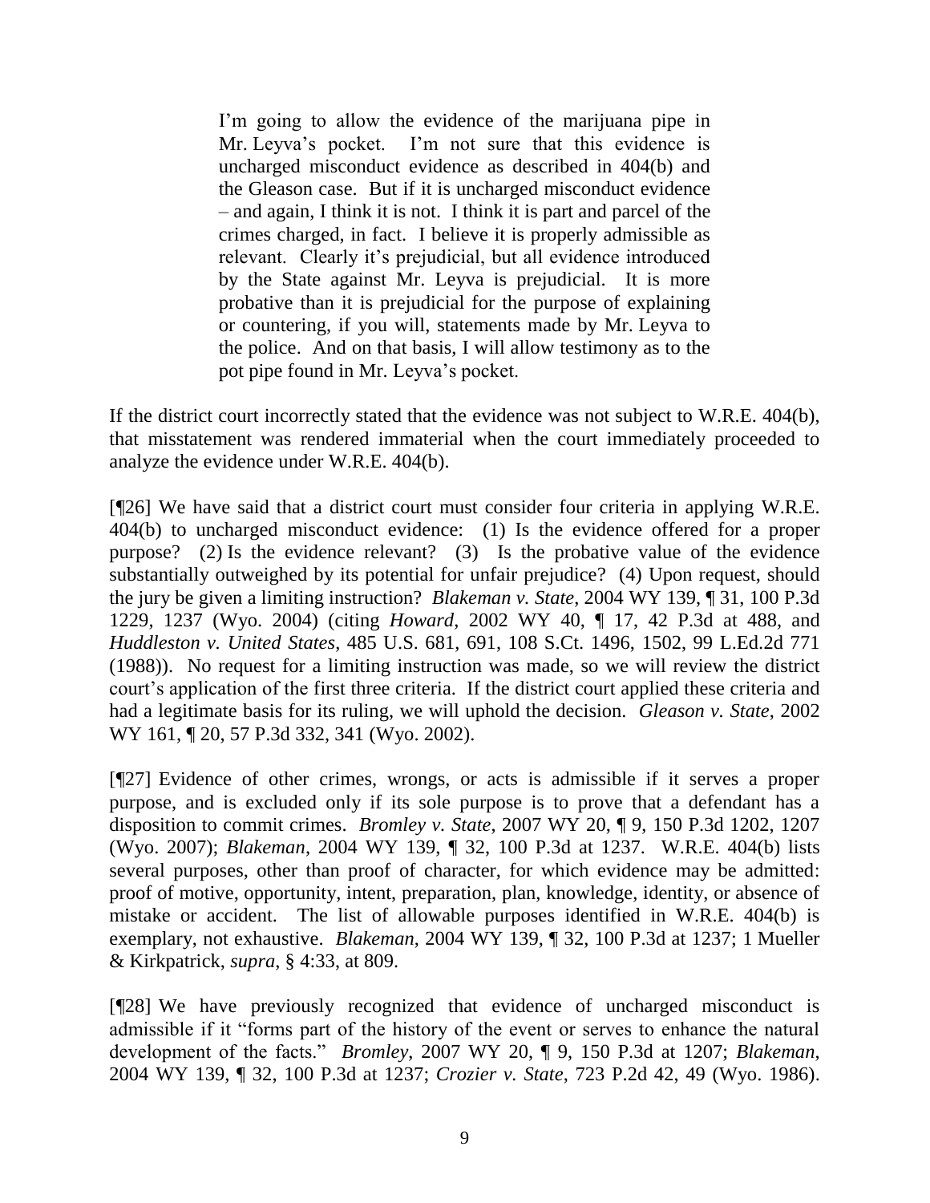> I'm going to allow the evidence of the marijuana pipe in Mr. Leyva's pocket. I'm not sure that this evidence is uncharged misconduct evidence as described in 404(b) and the Gleason case. But if it is uncharged misconduct evidence – and again, I think it is not. I think it is part and parcel of the crimes charged, in fact. I believe it is properly admissible as relevant. Clearly it's prejudicial, but all evidence introduced by the State against Mr. Leyva is prejudicial. It is more probative than it is prejudicial for the purpose of explaining or countering, if you will, statements made by Mr. Leyva to the police. And on that basis, I will allow testimony as to the pot pipe found in Mr. Leyva's pocket.

If the district court incorrectly stated that the evidence was not subject to W.R.E. 404(b), that misstatement was rendered immaterial when the court immediately proceeded to analyze the evidence under W.R.E. 404(b).

[¶26] We have said that a district court must consider four criteria in applying W.R.E. 404(b) to uncharged misconduct evidence: (1) Is the evidence offered for a proper purpose? (2) Is the evidence relevant? (3) Is the probative value of the evidence substantially outweighed by its potential for unfair prejudice? (4) Upon request, should the jury be given a limiting instruction? *Blakeman v. State*, 2004 WY 139, ¶ 31, 100 P.3d 1229, 1237 (Wyo. 2004) (citing *Howard*, 2002 WY 40, ¶ 17, 42 P.3d at 488, and *Huddleston v. United States*, 485 U.S. 681, 691, 108 S.Ct. 1496, 1502, 99 L.Ed.2d 771 (1988)). No request for a limiting instruction was made, so we will review the district court's application of the first three criteria. If the district court applied these criteria and had a legitimate basis for its ruling, we will uphold the decision. *Gleason v. State*, 2002 WY 161, ¶ 20, 57 P.3d 332, 341 (Wyo. 2002).

[¶27] Evidence of other crimes, wrongs, or acts is admissible if it serves a proper purpose, and is excluded only if its sole purpose is to prove that a defendant has a disposition to commit crimes. *Bromley v. State*, 2007 WY 20, ¶ 9, 150 P.3d 1202, 1207 (Wyo. 2007); *Blakeman*, 2004 WY 139, ¶ 32, 100 P.3d at 1237. W.R.E. 404(b) lists several purposes, other than proof of character, for which evidence may be admitted: proof of motive, opportunity, intent, preparation, plan, knowledge, identity, or absence of mistake or accident. The list of allowable purposes identified in W.R.E. 404(b) is exemplary, not exhaustive. *Blakeman*, 2004 WY 139, ¶ 32, 100 P.3d at 1237; 1 Mueller & Kirkpatrick, *supra*, § 4:33, at 809.

[¶28] We have previously recognized that evidence of uncharged misconduct is admissible if it "forms part of the history of the event or serves to enhance the natural development of the facts." *Bromley*, 2007 WY 20, ¶ 9, 150 P.3d at 1207; *Blakeman*, 2004 WY 139, ¶ 32, 100 P.3d at 1237; *Crozier v. State*, 723 P.2d 42, 49 (Wyo. 1986).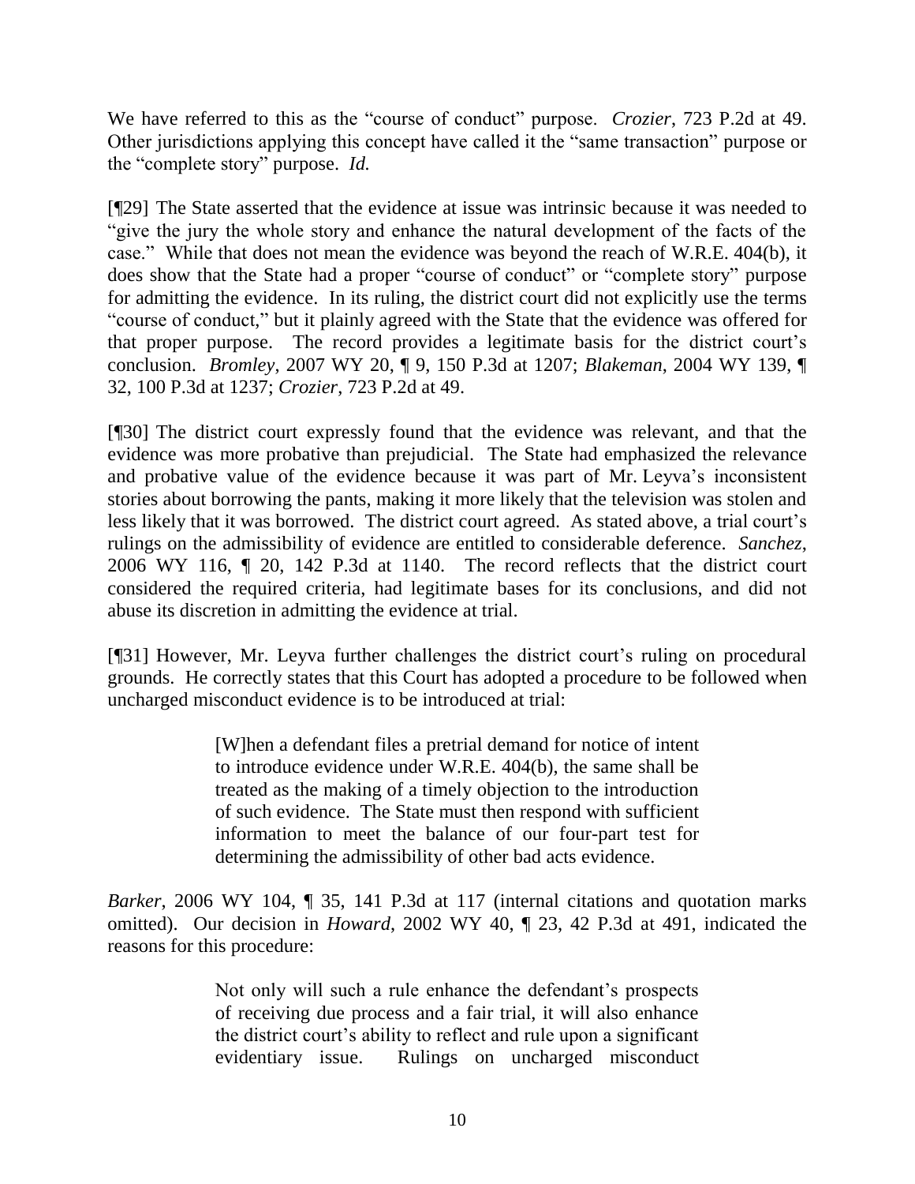We have referred to this as the "course of conduct" purpose. *Crozier*, 723 P.2d at 49. Other jurisdictions applying this concept have called it the "same transaction" purpose or the "complete story" purpose. *Id.*

[¶29] The State asserted that the evidence at issue was intrinsic because it was needed to "give the jury the whole story and enhance the natural development of the facts of the case." While that does not mean the evidence was beyond the reach of W.R.E. 404(b), it does show that the State had a proper "course of conduct" or "complete story" purpose for admitting the evidence. In its ruling, the district court did not explicitly use the terms "course of conduct," but it plainly agreed with the State that the evidence was offered for that proper purpose. The record provides a legitimate basis for the district court's conclusion. *Bromley*, 2007 WY 20, ¶ 9, 150 P.3d at 1207; *Blakeman*, 2004 WY 139, ¶ 32, 100 P.3d at 1237; *Crozier*, 723 P.2d at 49.

[¶30] The district court expressly found that the evidence was relevant, and that the evidence was more probative than prejudicial. The State had emphasized the relevance and probative value of the evidence because it was part of Mr. Leyva's inconsistent stories about borrowing the pants, making it more likely that the television was stolen and less likely that it was borrowed. The district court agreed. As stated above, a trial court's rulings on the admissibility of evidence are entitled to considerable deference. *Sanchez*, 2006 WY 116, ¶ 20, 142 P.3d at 1140. The record reflects that the district court considered the required criteria, had legitimate bases for its conclusions, and did not abuse its discretion in admitting the evidence at trial.

[¶31] However, Mr. Leyva further challenges the district court's ruling on procedural grounds. He correctly states that this Court has adopted a procedure to be followed when uncharged misconduct evidence is to be introduced at trial:

> [W]hen a defendant files a pretrial demand for notice of intent to introduce evidence under W.R.E. 404(b), the same shall be treated as the making of a timely objection to the introduction of such evidence. The State must then respond with sufficient information to meet the balance of our four-part test for determining the admissibility of other bad acts evidence.

*Barker*, 2006 WY 104, ¶ 35, 141 P.3d at 117 (internal citations and quotation marks omitted). Our decision in *Howard*, 2002 WY 40, ¶ 23, 42 P.3d at 491, indicated the reasons for this procedure:

> Not only will such a rule enhance the defendant's prospects of receiving due process and a fair trial, it will also enhance the district court's ability to reflect and rule upon a significant evidentiary issue. Rulings on uncharged misconduct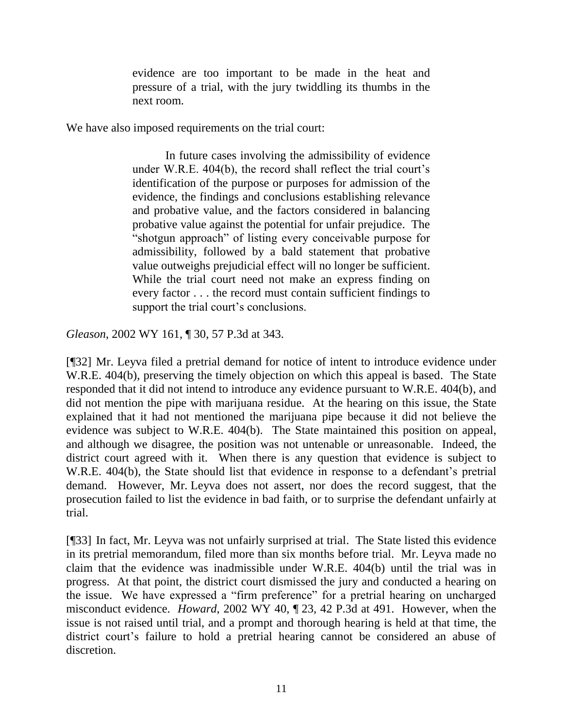> evidence are too important to be made in the heat and pressure of a trial, with the jury twiddling its thumbs in the next room.

We have also imposed requirements on the trial court:

> In future cases involving the admissibility of evidence under W.R.E. 404(b), the record shall reflect the trial court's identification of the purpose or purposes for admission of the evidence, the findings and conclusions establishing relevance and probative value, and the factors considered in balancing probative value against the potential for unfair prejudice. The "shotgun approach" of listing every conceivable purpose for admissibility, followed by a bald statement that probative value outweighs prejudicial effect will no longer be sufficient. While the trial court need not make an express finding on every factor . . . the record must contain sufficient findings to support the trial court's conclusions.

*Gleason*, 2002 WY 161, ¶ 30, 57 P.3d at 343.

[¶32] Mr. Leyva filed a pretrial demand for notice of intent to introduce evidence under W.R.E. 404(b), preserving the timely objection on which this appeal is based. The State responded that it did not intend to introduce any evidence pursuant to W.R.E. 404(b), and did not mention the pipe with marijuana residue. At the hearing on this issue, the State explained that it had not mentioned the marijuana pipe because it did not believe the evidence was subject to W.R.E. 404(b). The State maintained this position on appeal, and although we disagree, the position was not untenable or unreasonable. Indeed, the district court agreed with it. When there is any question that evidence is subject to W.R.E. 404(b), the State should list that evidence in response to a defendant's pretrial demand. However, Mr. Leyva does not assert, nor does the record suggest, that the prosecution failed to list the evidence in bad faith, or to surprise the defendant unfairly at trial.

[¶33] In fact, Mr. Leyva was not unfairly surprised at trial. The State listed this evidence in its pretrial memorandum, filed more than six months before trial. Mr. Leyva made no claim that the evidence was inadmissible under W.R.E. 404(b) until the trial was in progress. At that point, the district court dismissed the jury and conducted a hearing on the issue. We have expressed a "firm preference" for a pretrial hearing on uncharged misconduct evidence. *Howard*, 2002 WY 40, ¶ 23, 42 P.3d at 491. However, when the issue is not raised until trial, and a prompt and thorough hearing is held at that time, the district court's failure to hold a pretrial hearing cannot be considered an abuse of discretion.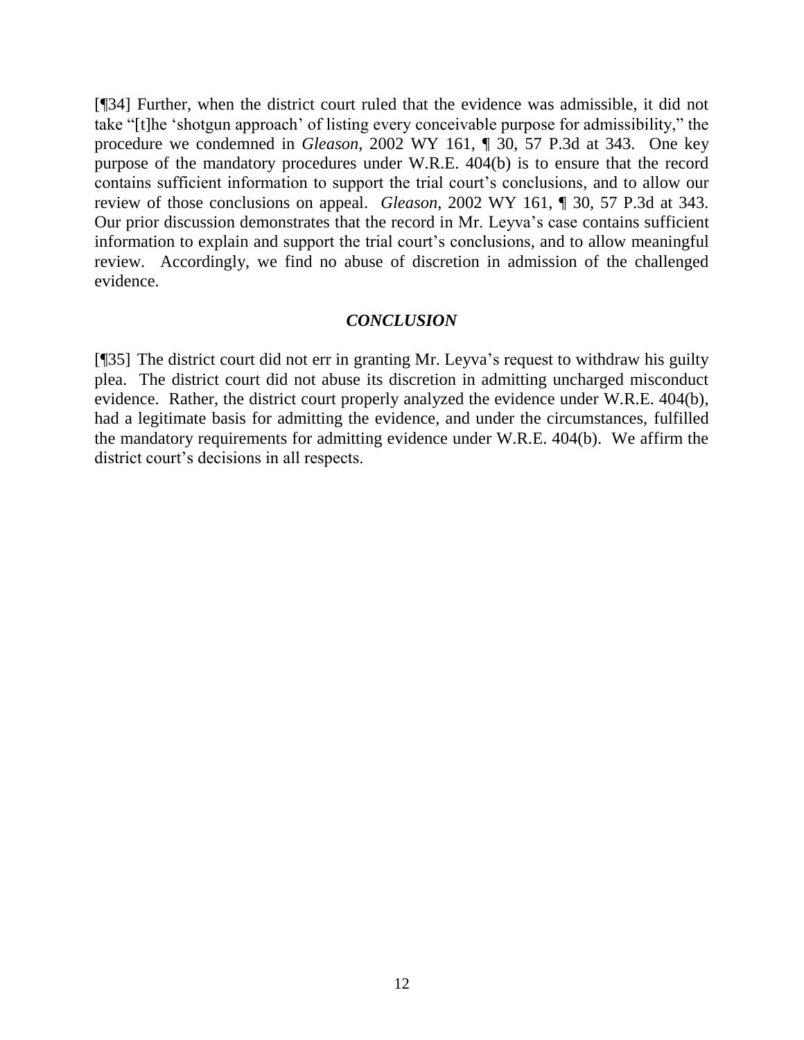[¶34] Further, when the district court ruled that the evidence was admissible, it did not take "[t]he 'shotgun approach' of listing every conceivable purpose for admissibility," the procedure we condemned in *Gleason*, 2002 WY 161, ¶ 30, 57 P.3d at 343. One key purpose of the mandatory procedures under W.R.E. 404(b) is to ensure that the record contains sufficient information to support the trial court's conclusions, and to allow our review of those conclusions on appeal. *Gleason*, 2002 WY 161, ¶ 30, 57 P.3d at 343. Our prior discussion demonstrates that the record in Mr. Leyva's case contains sufficient information to explain and support the trial court's conclusions, and to allow meaningful review. Accordingly, we find no abuse of discretion in admission of the challenged evidence.

## *CONCLUSION*

[¶35] The district court did not err in granting Mr. Leyva's request to withdraw his guilty plea. The district court did not abuse its discretion in admitting uncharged misconduct evidence. Rather, the district court properly analyzed the evidence under W.R.E. 404(b), had a legitimate basis for admitting the evidence, and under the circumstances, fulfilled the mandatory requirements for admitting evidence under W.R.E. 404(b). We affirm the district court's decisions in all respects.